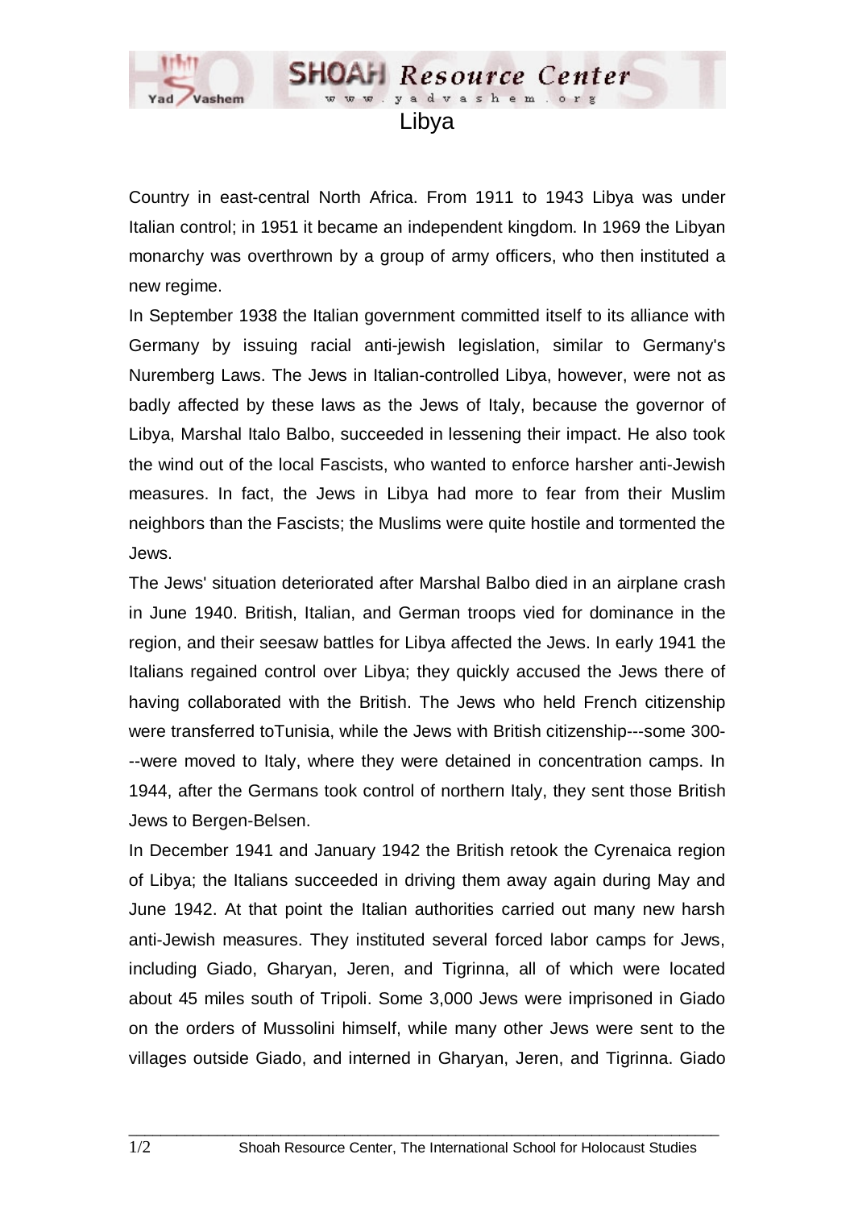# Libya

Country in east-central North Africa. From 1911 to 1943 Libya was under Italian control; in 1951 it became an independent kingdom. In 1969 the Libyan monarchy was overthrown by a group of army officers, who then instituted a new regime.

In September 1938 the Italian government committed itself to its alliance with Germany by issuing racial anti-jewish legislation, similar to Germany's Nuremberg Laws. The Jews in Italian-controlled Libya, however, were not as badly affected by these laws as the Jews of Italy, because the governor of Libya, Marshal Italo Balbo, succeeded in lessening their impact. He also took the wind out of the local Fascists, who wanted to enforce harsher anti-Jewish measures. In fact, the Jews in Libya had more to fear from their Muslim neighbors than the Fascists; the Muslims were quite hostile and tormented the Jews.

The Jews' situation deteriorated after Marshal Balbo died in an airplane crash in June 1940. British, Italian, and German troops vied for dominance in the region, and their seesaw battles for Libya affected the Jews. In early 1941 the Italians regained control over Libya; they quickly accused the Jews there of having collaborated with the British. The Jews who held French citizenship were transferred toTunisia, while the Jews with British citizenship---some 300---were moved to Italy, where they were detained in concentration camps. In 1944, after the Germans took control of northern Italy, they sent those British Jews to Bergen-Belsen.

In December 1941 and January 1942 the British retook the Cyrenaica region of Libya; the Italians succeeded in driving them away again during May and June 1942. At that point the Italian authorities carried out many new harsh anti-Jewish measures. They instituted several forced labor camps for Jews, including Giado, Gharyan, Jeren, and Tigrinna, all of which were located about 45 miles south of Tripoli. Some 3,000 Jews were imprisoned in Giado on the orders of Mussolini himself, while many other Jews were sent to the villages outside Giado, and interned in Gharyan, Jeren, and Tigrinna. Giado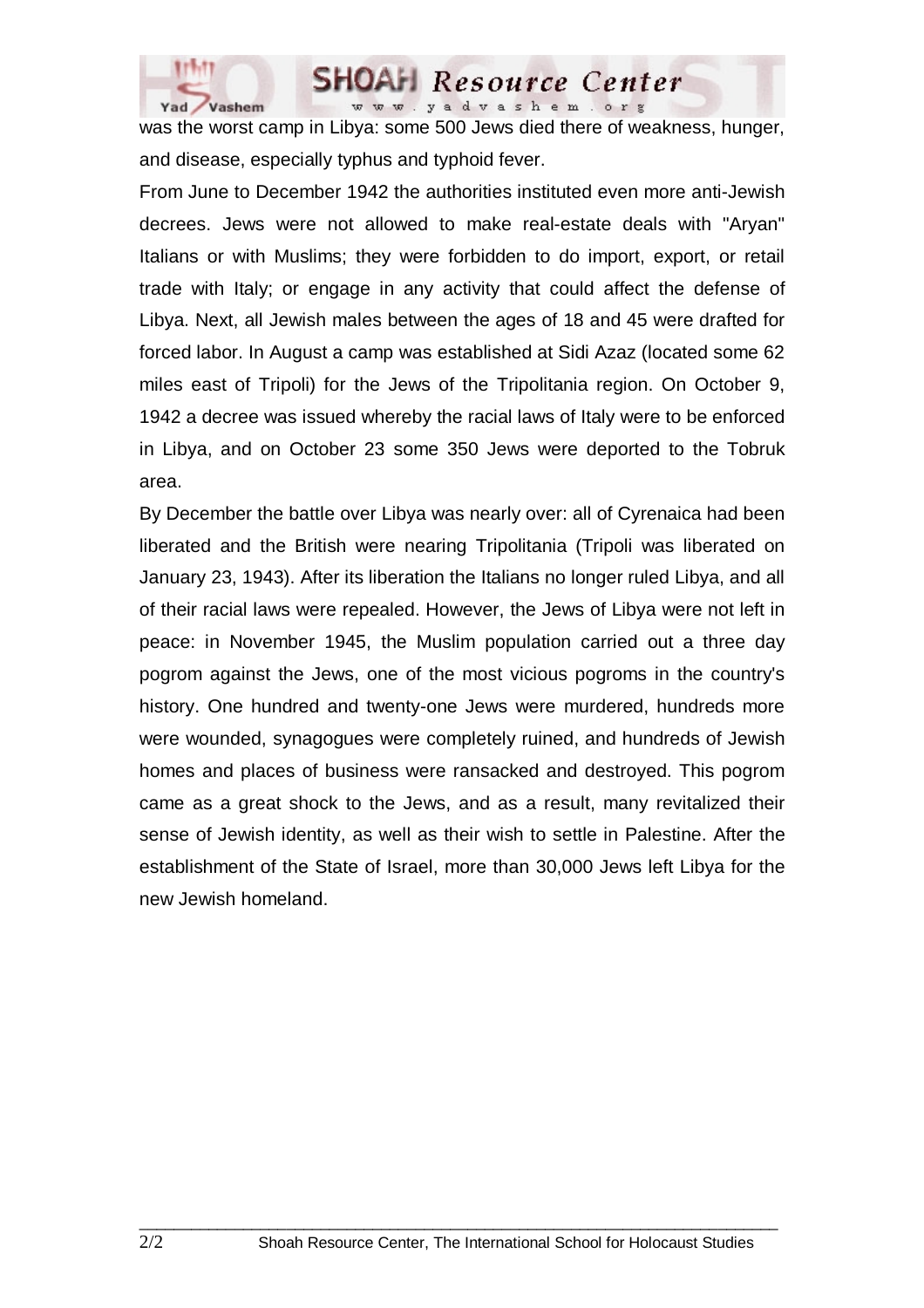was the worst camp in Libya: some 500 Jews died there of weakness, hunger, and disease, especially typhus and typhoid fever.

From June to December 1942 the authorities instituted even more anti-Jewish decrees. Jews were not allowed to make real-estate deals with "Aryan" Italians or with Muslims; they were forbidden to do import, export, or retail trade with Italy; or engage in any activity that could affect the defense of Libya. Next, all Jewish males between the ages of 18 and 45 were drafted for forced labor. In August a camp was established at Sidi Azaz (located some 62 miles east of Tripoli) for the Jews of the Tripolitania region. On October 9, 1942 a decree was issued whereby the racial laws of Italy were to be enforced in Libya, and on October 23 some 350 Jews were deported to the Tobruk area.

By December the battle over Libya was nearly over: all of Cyrenaica had been liberated and the British were nearing Tripolitania (Tripoli was liberated on January 23, 1943). After its liberation the Italians no longer ruled Libya, and all of their racial laws were repealed. However, the Jews of Libya were not left in peace: in November 1945, the Muslim population carried out a three day pogrom against the Jews, one of the most vicious pogroms in the country's history. One hundred and twenty-one Jews were murdered, hundreds more were wounded, synagogues were completely ruined, and hundreds of Jewish homes and places of business were ransacked and destroyed. This pogrom came as a great shock to the Jews, and as a result, many revitalized their sense of Jewish identity, as well as their wish to settle in Palestine. After the establishment of the State of Israel, more than 30,000 Jews left Libya for the new Jewish homeland.